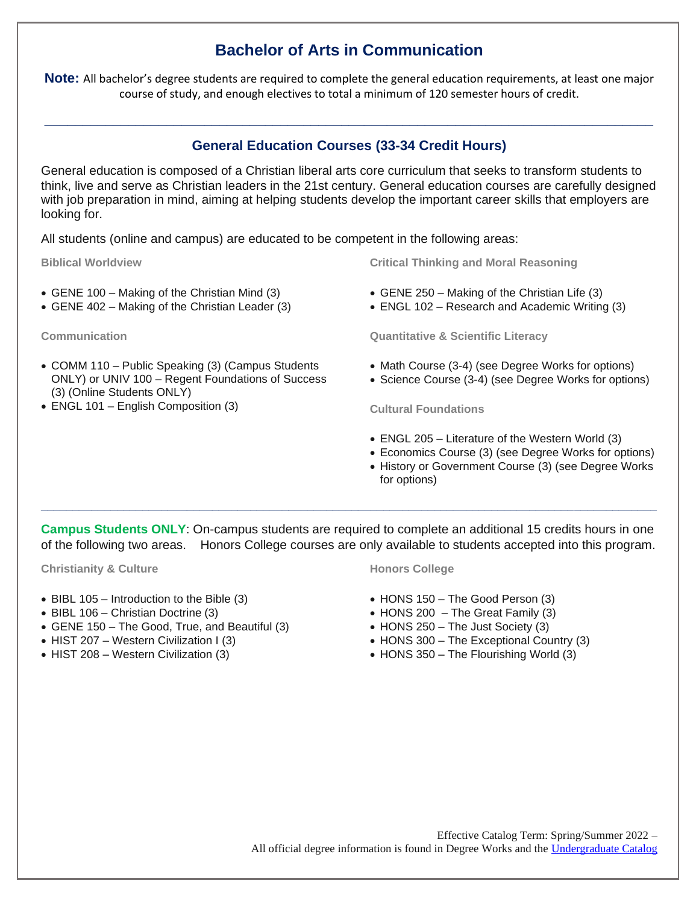# Bachelor of Arts in Communication

**Note:** All bachelor's degree students are required to complete the general education requirements, at least one major course of study, and enough electives to total a minimum of 120 semester hours of credit.

---

## General Education Courses (33-34 Credit Hours)

General education is composed of a Christian liberal arts core curriculum that seeks to transform students to think, live and serve as Christian leaders in the 21st century. General education courses are carefully designed with job preparation in mind, aiming at helping students develop the important career skills that employers are looking for.

All students (online and campus) are educated to be competent in the following areas:

### Biblical Worldview

- GENE 100 – Making of the Christian Mind (3)
- GENE 402 – Making of the Christian Leader (3)

### Communication

- COMM 110 – Public Speaking (3) (Campus Students ONLY) or UNIV 100 – Regent Foundations of Success (3) (Online Students ONLY)
- ENGL 101 – English Composition (3)

### Critical Thinking and Moral Reasoning

- GENE 250 – Making of the Christian Life (3)
- ENGL 102 – Research and Academic Writing (3)

### Quantitative & Scientific Literacy

- Math Course (3-4) (see Degree Works for options)
- Science Course (3-4) (see Degree Works for options)

### Cultural Foundations

- ENGL 205 – Literature of the Western World (3)
- Economics Course (3) (see Degree Works for options)
- History or Government Course (3) (see Degree Works for options)

---

**Campus Students ONLY**: On-campus students are required to complete an additional 15 credits hours in one of the following two areas. Honors College courses are only available to students accepted into this program.

### Christianity & Culture

- BIBL 105 – Introduction to the Bible (3)
- BIBL 106 – Christian Doctrine (3)
- GENE 150 – The Good, True, and Beautiful (3)
- HIST 207 – Western Civilization I (3)
- HIST 208 – Western Civilization (3)

### Honors College

- HONS 150 – The Good Person (3)
- HONS 200 – The Great Family (3)
- HONS 250 – The Just Society (3)
- HONS 300 – The Exceptional Country (3)
- HONS 350 – The Flourishing World (3)

Effective Catalog Term: Spring/Summer 2022 –
All official degree information is found in Degree Works and the Undergraduate Catalog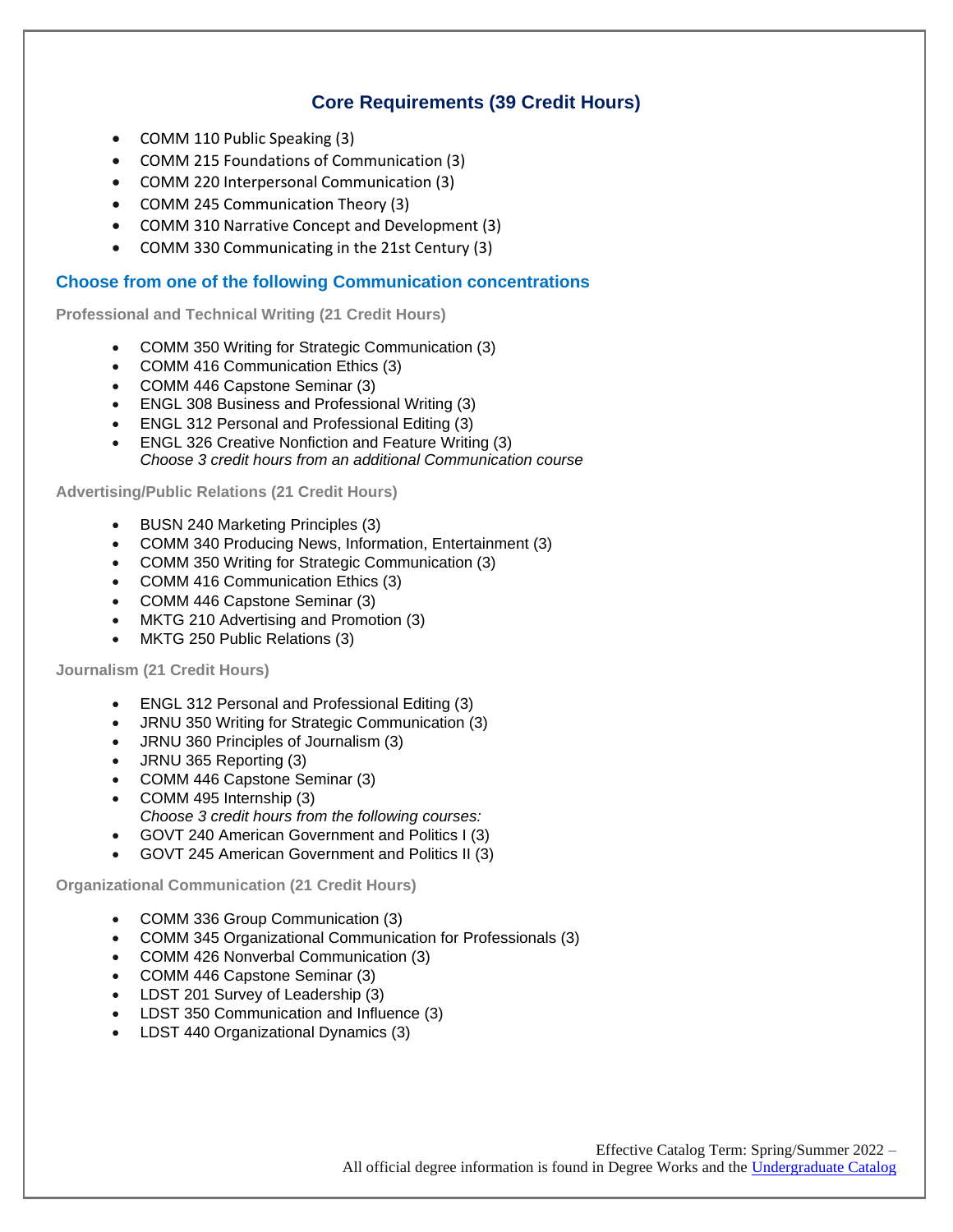## Core Requirements (39 Credit Hours)

- COMM 110 Public Speaking (3)
- COMM 215 Foundations of Communication (3)
- COMM 220 Interpersonal Communication (3)
- COMM 245 Communication Theory (3)
- COMM 310 Narrative Concept and Development (3)
- COMM 330 Communicating in the 21st Century (3)

### Choose from one of the following Communication concentrations

#### Professional and Technical Writing (21 Credit Hours)

- COMM 350 Writing for Strategic Communication (3)
- COMM 416 Communication Ethics (3)
- COMM 446 Capstone Seminar (3)
- ENGL 308 Business and Professional Writing (3)
- ENGL 312 Personal and Professional Editing (3)
- ENGL 326 Creative Nonfiction and Feature Writing (3)
  *Choose 3 credit hours from an additional Communication course*

#### Advertising/Public Relations (21 Credit Hours)

- BUSN 240 Marketing Principles (3)
- COMM 340 Producing News, Information, Entertainment (3)
- COMM 350 Writing for Strategic Communication (3)
- COMM 416 Communication Ethics (3)
- COMM 446 Capstone Seminar (3)
- MKTG 210 Advertising and Promotion (3)
- MKTG 250 Public Relations (3)

#### Journalism (21 Credit Hours)

- ENGL 312 Personal and Professional Editing (3)
- JRNU 350 Writing for Strategic Communication (3)
- JRNU 360 Principles of Journalism (3)
- JRNU 365 Reporting (3)
- COMM 446 Capstone Seminar (3)
- COMM 495 Internship (3)
  *Choose 3 credit hours from the following courses:*
- GOVT 240 American Government and Politics I (3)
- GOVT 245 American Government and Politics II (3)

#### Organizational Communication (21 Credit Hours)

- COMM 336 Group Communication (3)
- COMM 345 Organizational Communication for Professionals (3)
- COMM 426 Nonverbal Communication (3)
- COMM 446 Capstone Seminar (3)
- LDST 201 Survey of Leadership (3)
- LDST 350 Communication and Influence (3)
- LDST 440 Organizational Dynamics (3)

Effective Catalog Term: Spring/Summer 2022 –
All official degree information is found in Degree Works and the [Undergraduate Catalog]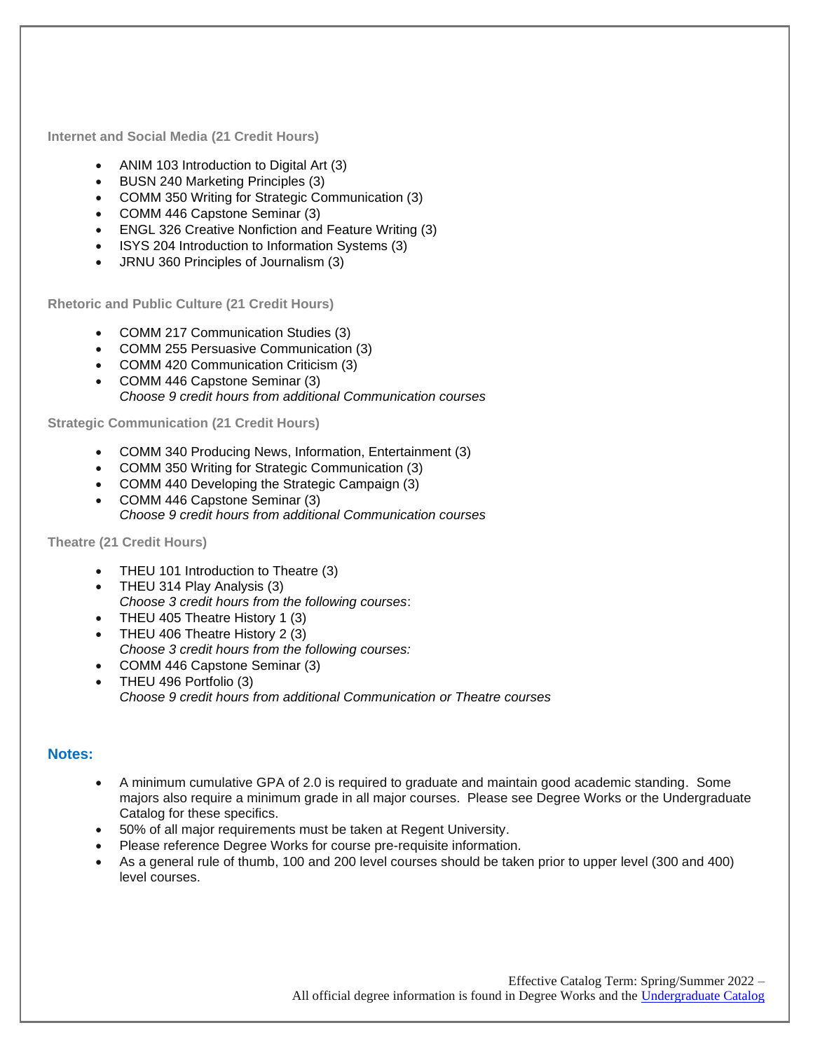### Internet and Social Media (21 Credit Hours)

- ANIM 103 Introduction to Digital Art (3)
- BUSN 240 Marketing Principles (3)
- COMM 350 Writing for Strategic Communication (3)
- COMM 446 Capstone Seminar (3)
- ENGL 326 Creative Nonfiction and Feature Writing (3)
- ISYS 204 Introduction to Information Systems (3)
- JRNU 360 Principles of Journalism (3)

### Rhetoric and Public Culture (21 Credit Hours)

- COMM 217 Communication Studies (3)
- COMM 255 Persuasive Communication (3)
- COMM 420 Communication Criticism (3)
- COMM 446 Capstone Seminar (3)
  *Choose 9 credit hours from additional Communication courses*

### Strategic Communication (21 Credit Hours)

- COMM 340 Producing News, Information, Entertainment (3)
- COMM 350 Writing for Strategic Communication (3)
- COMM 440 Developing the Strategic Campaign (3)
- COMM 446 Capstone Seminar (3)
  *Choose 9 credit hours from additional Communication courses*

### Theatre (21 Credit Hours)

- THEU 101 Introduction to Theatre (3)
- THEU 314 Play Analysis (3)
  *Choose 3 credit hours from the following courses*:
- THEU 405 Theatre History 1 (3)
- THEU 406 Theatre History 2 (3)
  *Choose 3 credit hours from the following courses:*
- COMM 446 Capstone Seminar (3)
- THEU 496 Portfolio (3)
  *Choose 9 credit hours from additional Communication or Theatre courses*

## Notes:

- A minimum cumulative GPA of 2.0 is required to graduate and maintain good academic standing. Some majors also require a minimum grade in all major courses. Please see Degree Works or the Undergraduate Catalog for these specifics.
- 50% of all major requirements must be taken at Regent University.
- Please reference Degree Works for course pre-requisite information.
- As a general rule of thumb, 100 and 200 level courses should be taken prior to upper level (300 and 400) level courses.

Effective Catalog Term: Spring/Summer 2022 –
All official degree information is found in Degree Works and the Undergraduate Catalog